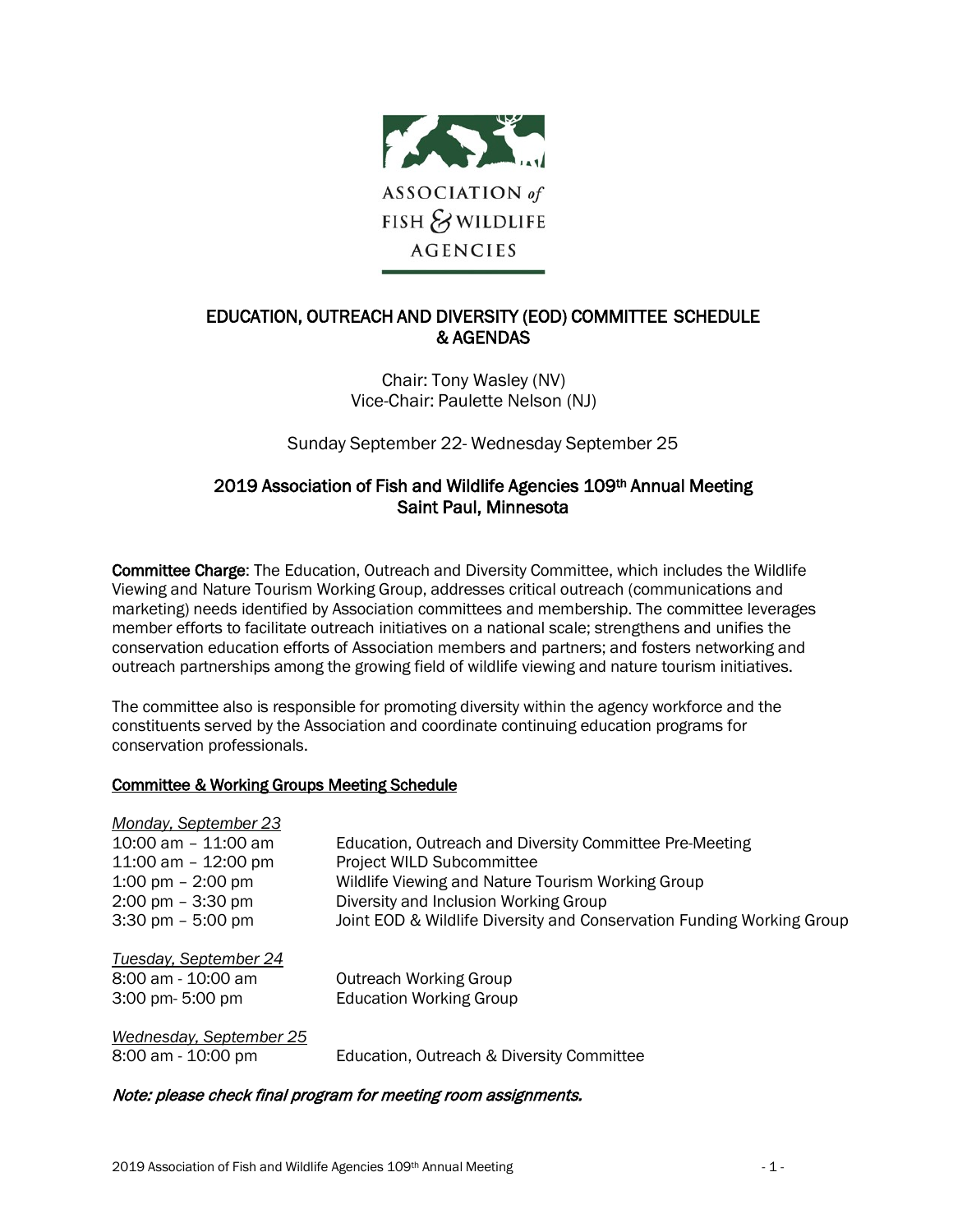ASSOCIATION *of* FISH & WILDLIFE AGENCIES

# EDUCATION, OUTREACH AND DIVERSITY (EOD) COMMITTEE SCHEDULE & AGENDAS

Chair: Tony Wasley (NV)
Vice-Chair: Paulette Nelson (NJ)

Sunday September 22- Wednesday September 25

## 2019 Association of Fish and Wildlife Agencies 109th Annual Meeting Saint Paul, Minnesota

**Committee Charge**: The Education, Outreach and Diversity Committee, which includes the Wildlife Viewing and Nature Tourism Working Group, addresses critical outreach (communications and marketing) needs identified by Association committees and membership. The committee leverages member efforts to facilitate outreach initiatives on a national scale; strengthens and unifies the conservation education efforts of Association members and partners; and fosters networking and outreach partnerships among the growing field of wildlife viewing and nature tourism initiatives.

The committee also is responsible for promoting diversity within the agency workforce and the constituents served by the Association and coordinate continuing education programs for conservation professionals.

### Committee & Working Groups Meeting Schedule

*Monday, September 23*

| | |
|---|---|
| 10:00 am – 11:00 am | Education, Outreach and Diversity Committee Pre-Meeting |
| 11:00 am – 12:00 pm | Project WILD Subcommittee |
| 1:00 pm – 2:00 pm | Wildlife Viewing and Nature Tourism Working Group |
| 2:00 pm – 3:30 pm | Diversity and Inclusion Working Group |
| 3:30 pm – 5:00 pm | Joint EOD & Wildlife Diversity and Conservation Funding Working Group |

*Tuesday, September 24*

| | |
|---|---|
| 8:00 am - 10:00 am | Outreach Working Group |
| 3:00 pm- 5:00 pm | Education Working Group |

*Wednesday, September 25*

| | |
|---|---|
| 8:00 am - 10:00 pm | Education, Outreach & Diversity Committee |

***Note: please check final program for meeting room assignments.***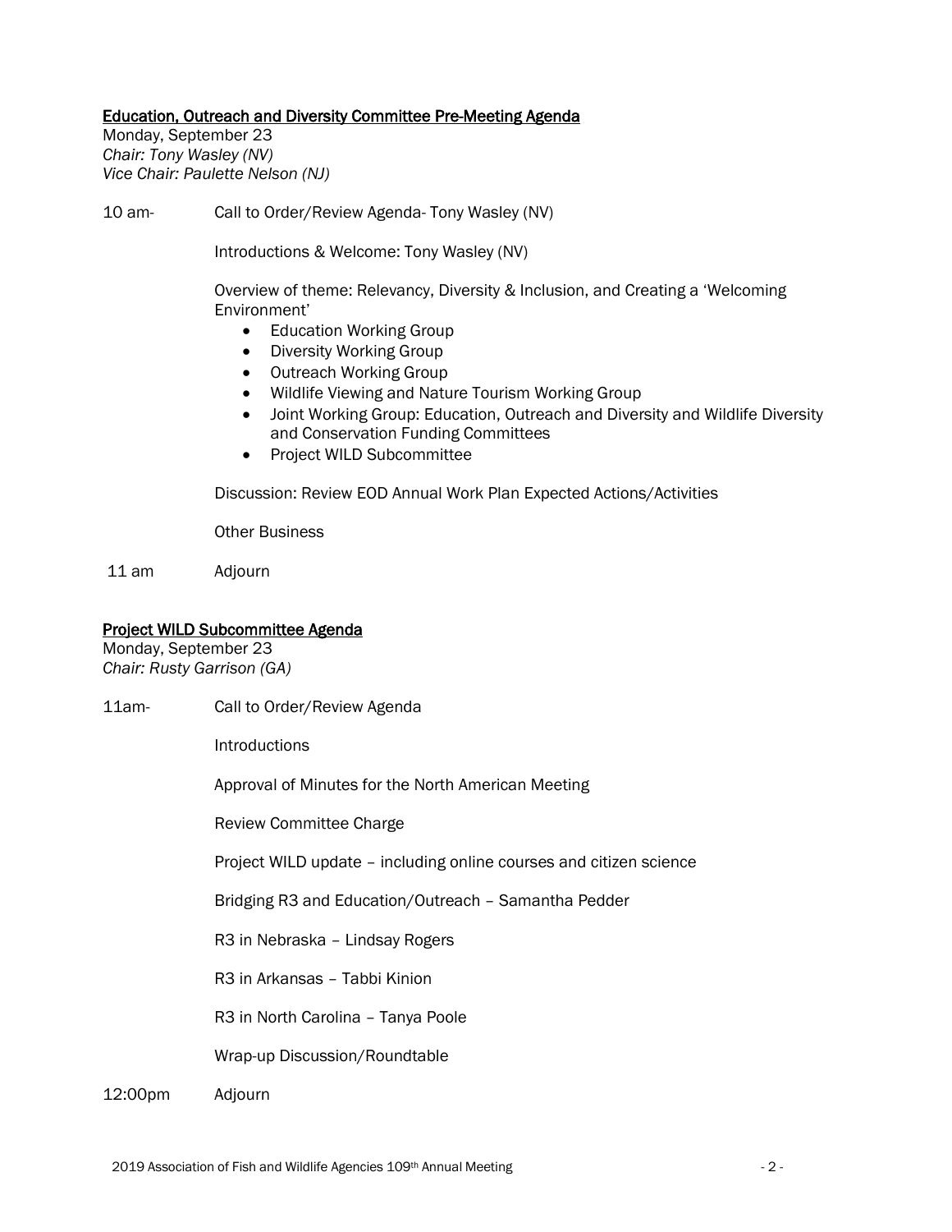## Education, Outreach and Diversity Committee Pre-Meeting Agenda

Monday, September 23
*Chair: Tony Wasley (NV)*
*Vice Chair: Paulette Nelson (NJ)*

10 am- Call to Order/Review Agenda- Tony Wasley (NV)

Introductions & Welcome: Tony Wasley (NV)

Overview of theme: Relevancy, Diversity & Inclusion, and Creating a 'Welcoming Environment'

- Education Working Group
- Diversity Working Group
- Outreach Working Group
- Wildlife Viewing and Nature Tourism Working Group
- Joint Working Group: Education, Outreach and Diversity and Wildlife Diversity and Conservation Funding Committees
- Project WILD Subcommittee

Discussion: Review EOD Annual Work Plan Expected Actions/Activities

Other Business

11 am Adjourn

## Project WILD Subcommittee Agenda

Monday, September 23
*Chair: Rusty Garrison (GA)*

11am- Call to Order/Review Agenda

Introductions

Approval of Minutes for the North American Meeting

Review Committee Charge

Project WILD update – including online courses and citizen science

Bridging R3 and Education/Outreach – Samantha Pedder

R3 in Nebraska – Lindsay Rogers

R3 in Arkansas – Tabbi Kinion

R3 in North Carolina – Tanya Poole

Wrap-up Discussion/Roundtable

12:00pm Adjourn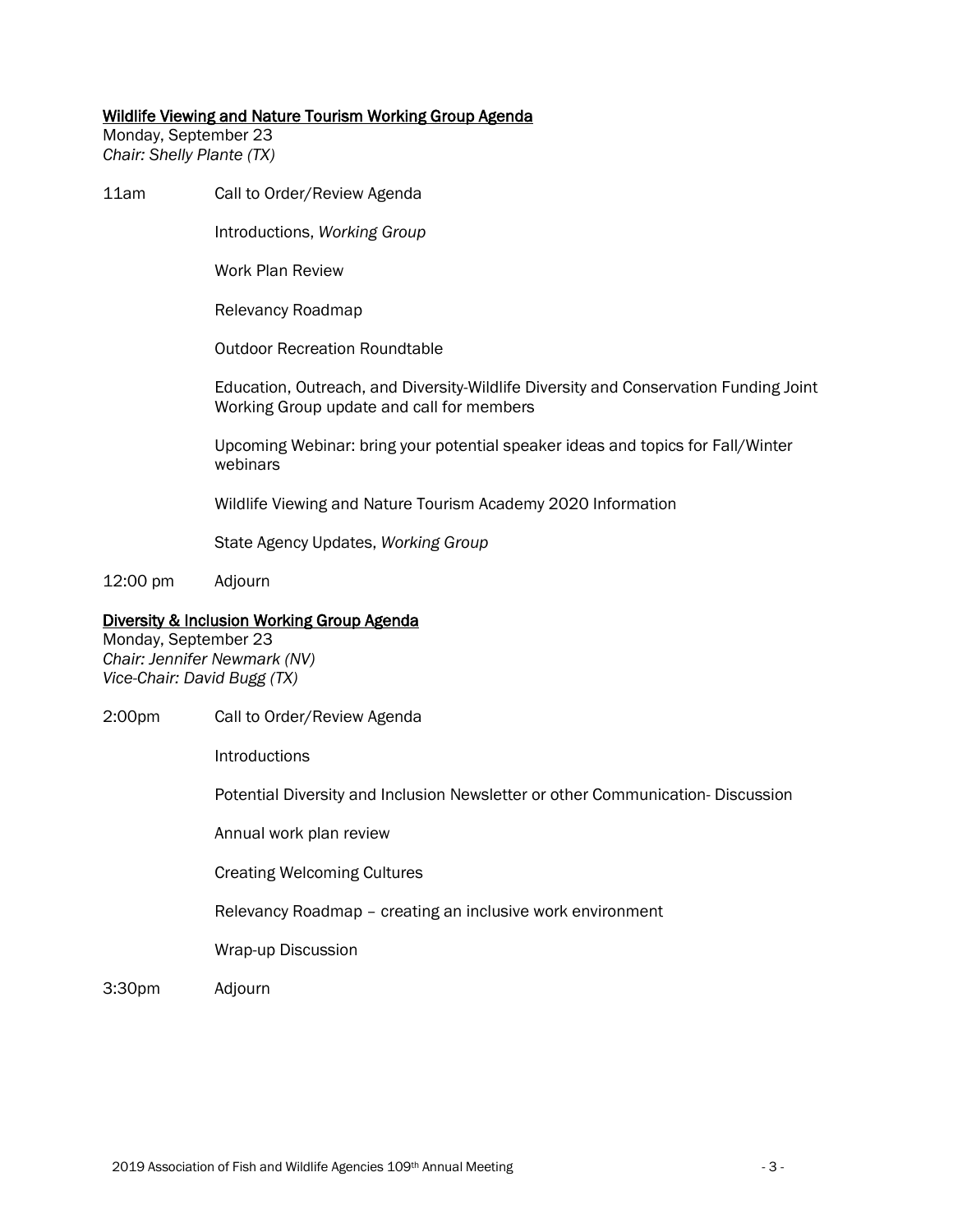## Wildlife Viewing and Nature Tourism Working Group Agenda

Monday, September 23
*Chair: Shelly Plante (TX)*

11am Call to Order/Review Agenda

Introductions, *Working Group*

Work Plan Review

Relevancy Roadmap

Outdoor Recreation Roundtable

Education, Outreach, and Diversity-Wildlife Diversity and Conservation Funding Joint Working Group update and call for members

Upcoming Webinar: bring your potential speaker ideas and topics for Fall/Winter webinars

Wildlife Viewing and Nature Tourism Academy 2020 Information

State Agency Updates, *Working Group*

12:00 pm Adjourn

## Diversity & Inclusion Working Group Agenda

Monday, September 23
*Chair: Jennifer Newmark (NV)*
*Vice-Chair: David Bugg (TX)*

2:00pm Call to Order/Review Agenda

Introductions

Potential Diversity and Inclusion Newsletter or other Communication- Discussion

Annual work plan review

Creating Welcoming Cultures

Relevancy Roadmap – creating an inclusive work environment

Wrap-up Discussion

3:30pm Adjourn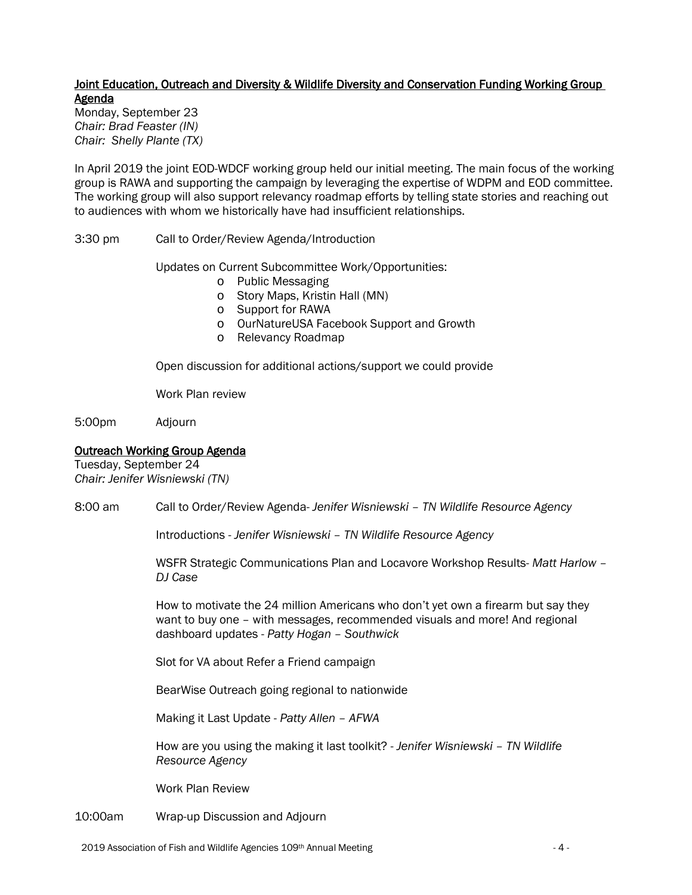## Joint Education, Outreach and Diversity & Wildlife Diversity and Conservation Funding Working Group Agenda

Monday, September 23
*Chair: Brad Feaster (IN)*
*Chair: Shelly Plante (TX)*

In April 2019 the joint EOD-WDCF working group held our initial meeting. The main focus of the working group is RAWA and supporting the campaign by leveraging the expertise of WDPM and EOD committee. The working group will also support relevancy roadmap efforts by telling state stories and reaching out to audiences with whom we historically have had insufficient relationships.

3:30 pm Call to Order/Review Agenda/Introduction

Updates on Current Subcommittee Work/Opportunities:

- Public Messaging
- Story Maps, Kristin Hall (MN)
- Support for RAWA
- OurNatureUSA Facebook Support and Growth
- Relevancy Roadmap

Open discussion for additional actions/support we could provide

Work Plan review

5:00pm Adjourn

## Outreach Working Group Agenda

Tuesday, September 24
*Chair: Jenifer Wisniewski (TN)*

8:00 am Call to Order/Review Agenda- *Jenifer Wisniewski – TN Wildlife Resource Agency*

Introductions - *Jenifer Wisniewski – TN Wildlife Resource Agency*

WSFR Strategic Communications Plan and Locavore Workshop Results- *Matt Harlow – DJ Case*

How to motivate the 24 million Americans who don't yet own a firearm but say they want to buy one – with messages, recommended visuals and more! And regional dashboard updates - *Patty Hogan – Southwick*

Slot for VA about Refer a Friend campaign

BearWise Outreach going regional to nationwide

Making it Last Update - *Patty Allen – AFWA*

How are you using the making it last toolkit? - *Jenifer Wisniewski – TN Wildlife Resource Agency*

Work Plan Review

10:00am Wrap-up Discussion and Adjourn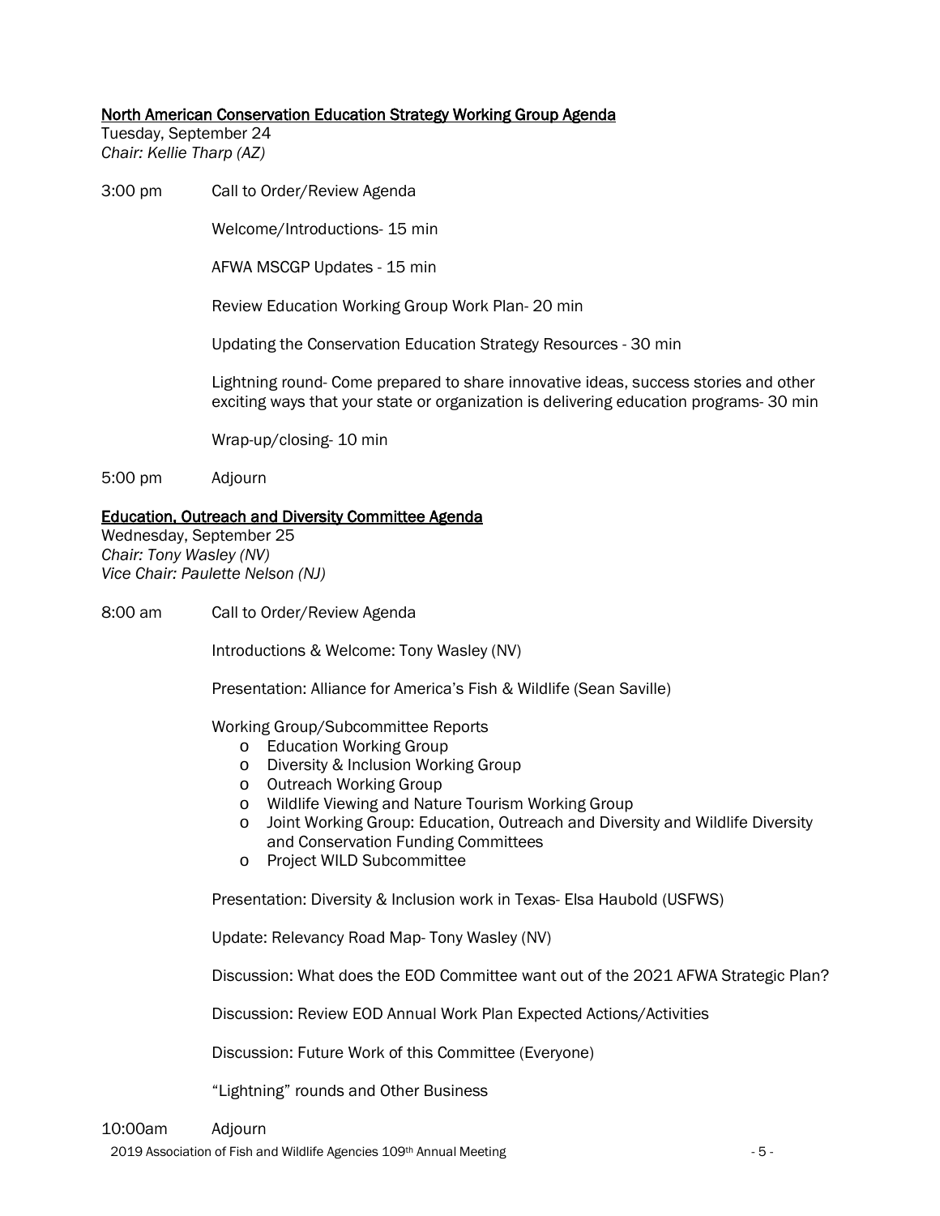## North American Conservation Education Strategy Working Group Agenda

Tuesday, September 24
*Chair: Kellie Tharp (AZ)*

3:00 pm Call to Order/Review Agenda

Welcome/Introductions- 15 min

AFWA MSCGP Updates - 15 min

Review Education Working Group Work Plan- 20 min

Updating the Conservation Education Strategy Resources - 30 min

Lightning round- Come prepared to share innovative ideas, success stories and other exciting ways that your state or organization is delivering education programs- 30 min

Wrap-up/closing- 10 min

5:00 pm Adjourn

## Education, Outreach and Diversity Committee Agenda

Wednesday, September 25
*Chair: Tony Wasley (NV)*
*Vice Chair: Paulette Nelson (NJ)*

8:00 am Call to Order/Review Agenda

Introductions & Welcome: Tony Wasley (NV)

Presentation: Alliance for America's Fish & Wildlife (Sean Saville)

Working Group/Subcommittee Reports

- Education Working Group
- Diversity & Inclusion Working Group
- Outreach Working Group
- Wildlife Viewing and Nature Tourism Working Group
- Joint Working Group: Education, Outreach and Diversity and Wildlife Diversity and Conservation Funding Committees
- Project WILD Subcommittee

Presentation: Diversity & Inclusion work in Texas- Elsa Haubold (USFWS)

Update: Relevancy Road Map- Tony Wasley (NV)

Discussion: What does the EOD Committee want out of the 2021 AFWA Strategic Plan?

Discussion: Review EOD Annual Work Plan Expected Actions/Activities

Discussion: Future Work of this Committee (Everyone)

"Lightning" rounds and Other Business

10:00am Adjourn